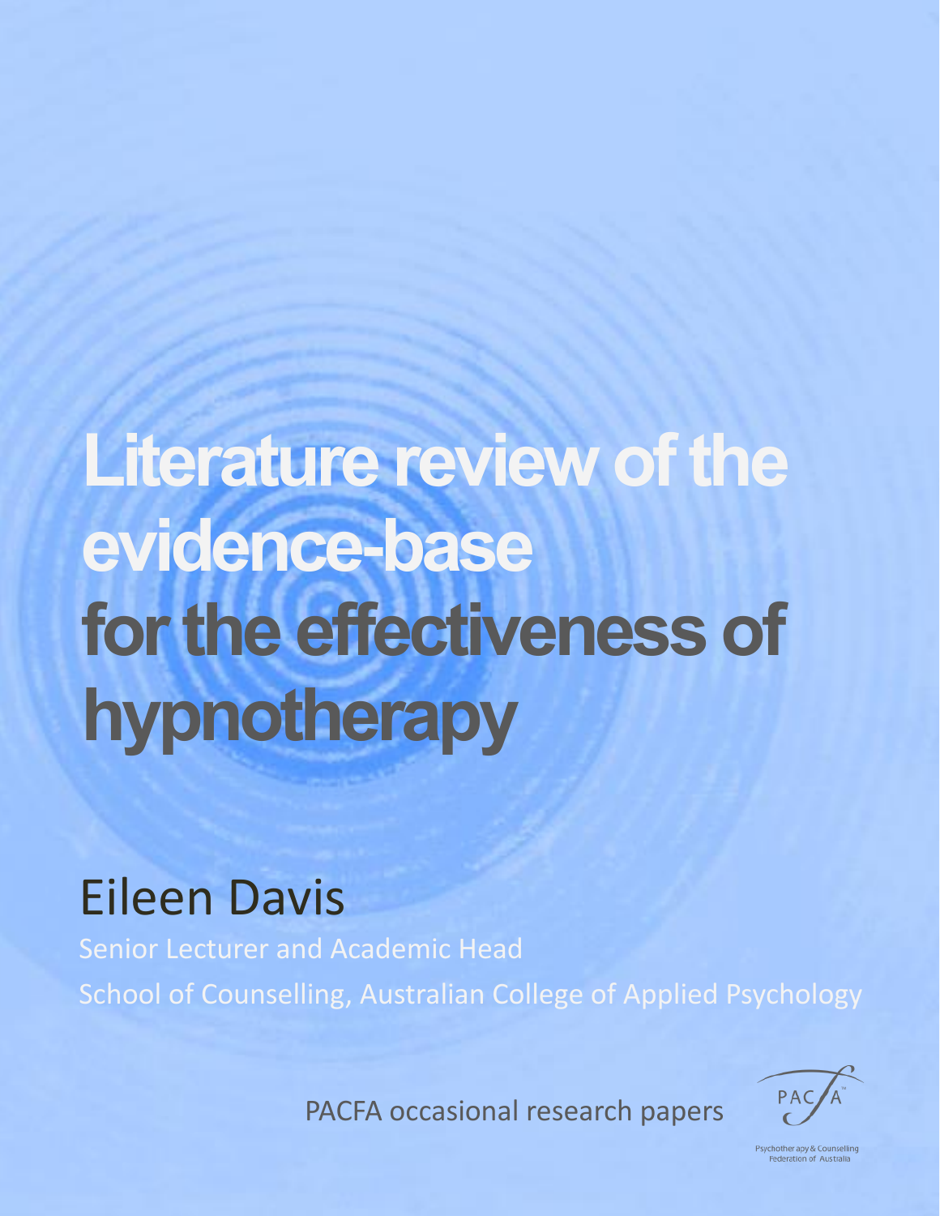# Literature review of the evidence-base for the effectiveness of hypnotherapy

## Eileen Davis

Senior Lecturer and Academic Head

School of Counselling, Australian College of Applied Psychology

PACFA occasional research papers

PACFA

Psychotherapy & Counselling Federation of Australia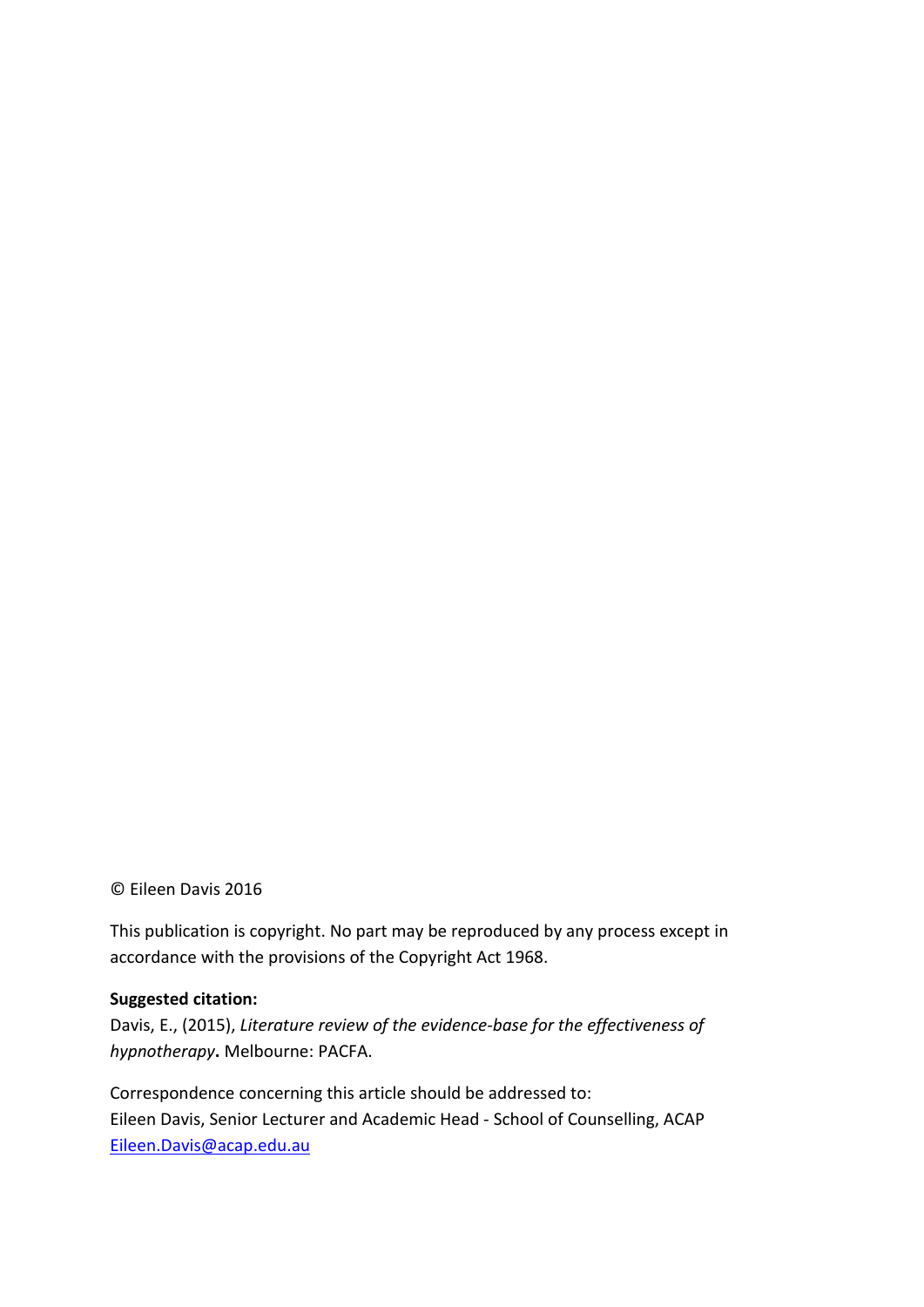© Eileen Davis 2016

This publication is copyright. No part may be reproduced by any process except in accordance with the provisions of the Copyright Act 1968.

**Suggested citation:**
Davis, E., (2015), *Literature review of the evidence-base for the effectiveness of hypnotherapy***.** Melbourne: PACFA.

Correspondence concerning this article should be addressed to:
Eileen Davis, Senior Lecturer and Academic Head - School of Counselling, ACAP
Eileen.Davis@acap.edu.au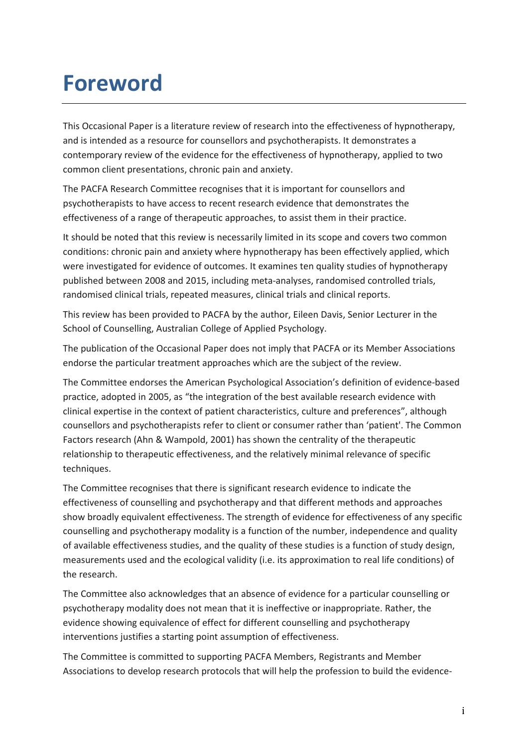# Foreword

This Occasional Paper is a literature review of research into the effectiveness of hypnotherapy, and is intended as a resource for counsellors and psychotherapists. It demonstrates a contemporary review of the evidence for the effectiveness of hypnotherapy, applied to two common client presentations, chronic pain and anxiety.

The PACFA Research Committee recognises that it is important for counsellors and psychotherapists to have access to recent research evidence that demonstrates the effectiveness of a range of therapeutic approaches, to assist them in their practice.

It should be noted that this review is necessarily limited in its scope and covers two common conditions: chronic pain and anxiety where hypnotherapy has been effectively applied, which were investigated for evidence of outcomes. It examines ten quality studies of hypnotherapy published between 2008 and 2015, including meta-analyses, randomised controlled trials, randomised clinical trials, repeated measures, clinical trials and clinical reports.

This review has been provided to PACFA by the author, Eileen Davis, Senior Lecturer in the School of Counselling, Australian College of Applied Psychology.

The publication of the Occasional Paper does not imply that PACFA or its Member Associations endorse the particular treatment approaches which are the subject of the review.

The Committee endorses the American Psychological Association's definition of evidence-based practice, adopted in 2005, as "the integration of the best available research evidence with clinical expertise in the context of patient characteristics, culture and preferences", although counsellors and psychotherapists refer to client or consumer rather than 'patient'. The Common Factors research (Ahn & Wampold, 2001) has shown the centrality of the therapeutic relationship to therapeutic effectiveness, and the relatively minimal relevance of specific techniques.

The Committee recognises that there is significant research evidence to indicate the effectiveness of counselling and psychotherapy and that different methods and approaches show broadly equivalent effectiveness. The strength of evidence for effectiveness of any specific counselling and psychotherapy modality is a function of the number, independence and quality of available effectiveness studies, and the quality of these studies is a function of study design, measurements used and the ecological validity (i.e. its approximation to real life conditions) of the research.

The Committee also acknowledges that an absence of evidence for a particular counselling or psychotherapy modality does not mean that it is ineffective or inappropriate. Rather, the evidence showing equivalence of effect for different counselling and psychotherapy interventions justifies a starting point assumption of effectiveness.

The Committee is committed to supporting PACFA Members, Registrants and Member Associations to develop research protocols that will help the profession to build the evidence-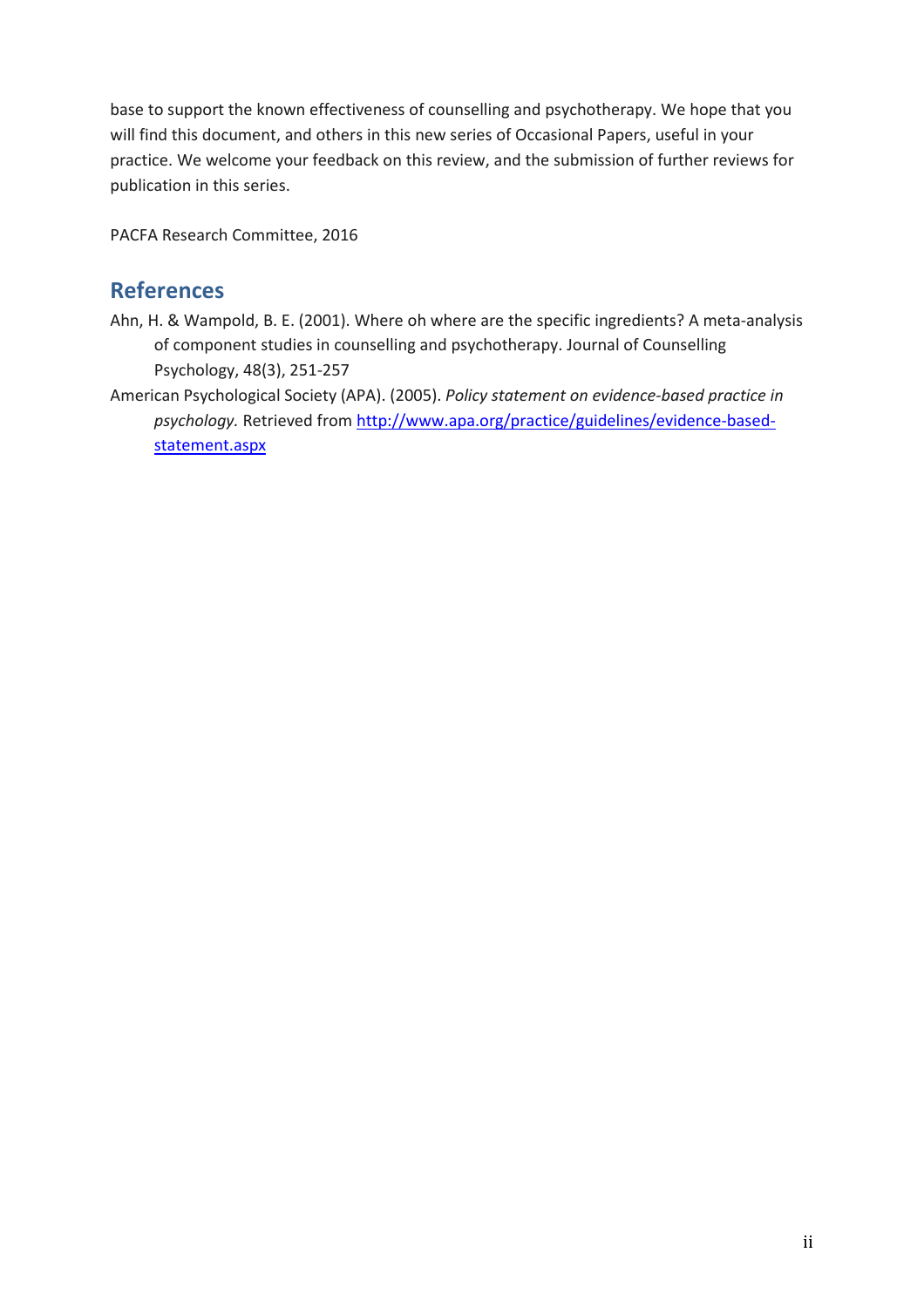base to support the known effectiveness of counselling and psychotherapy. We hope that you will find this document, and others in this new series of Occasional Papers, useful in your practice. We welcome your feedback on this review, and the submission of further reviews for publication in this series.

PACFA Research Committee, 2016

## References

Ahn, H. & Wampold, B. E. (2001). Where oh where are the specific ingredients? A meta-analysis of component studies in counselling and psychotherapy. Journal of Counselling Psychology, 48(3), 251-257

American Psychological Society (APA). (2005). *Policy statement on evidence-based practice in psychology.* Retrieved from http://www.apa.org/practice/guidelines/evidence-based-statement.aspx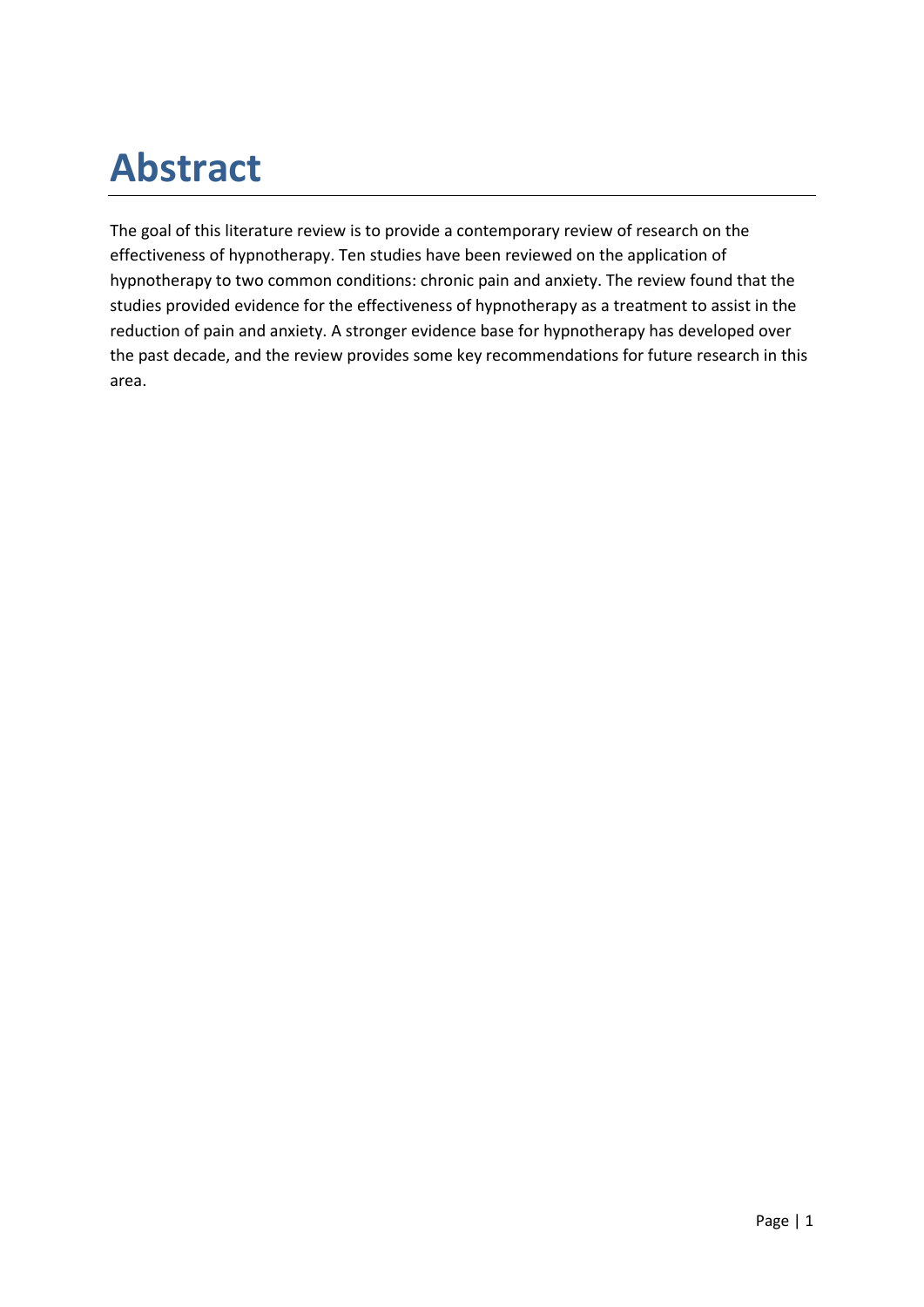# Abstract

The goal of this literature review is to provide a contemporary review of research on the effectiveness of hypnotherapy. Ten studies have been reviewed on the application of hypnotherapy to two common conditions: chronic pain and anxiety. The review found that the studies provided evidence for the effectiveness of hypnotherapy as a treatment to assist in the reduction of pain and anxiety. A stronger evidence base for hypnotherapy has developed over the past decade, and the review provides some key recommendations for future research in this area.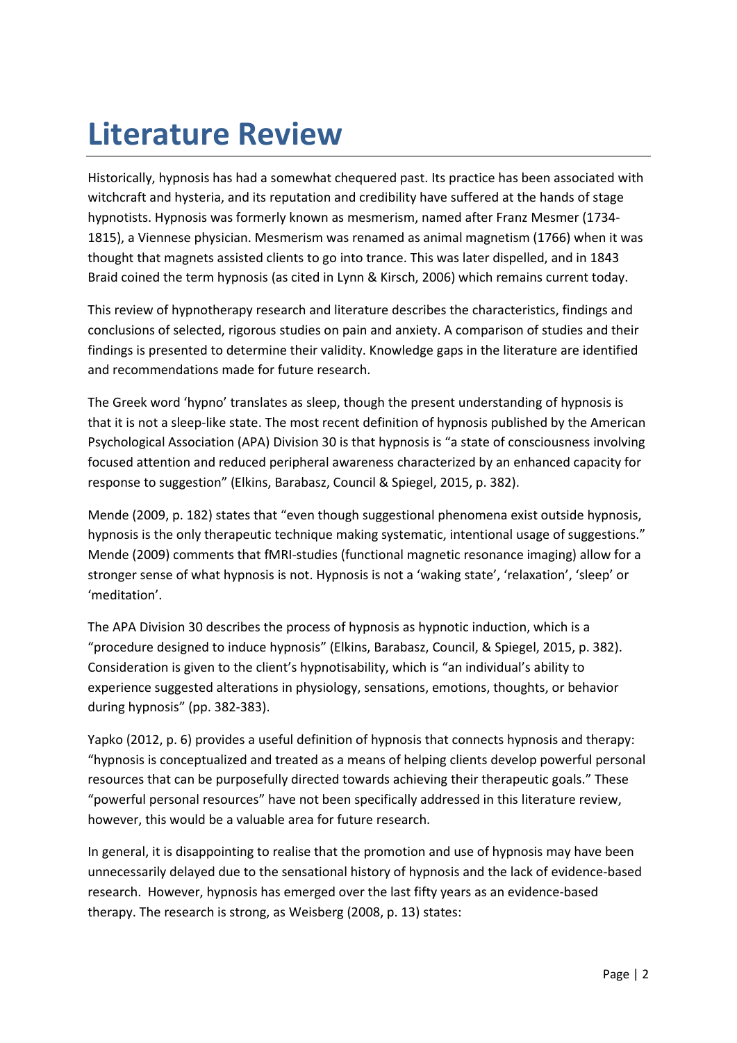# Literature Review

Historically, hypnosis has had a somewhat chequered past. Its practice has been associated with witchcraft and hysteria, and its reputation and credibility have suffered at the hands of stage hypnotists. Hypnosis was formerly known as mesmerism, named after Franz Mesmer (1734-1815), a Viennese physician. Mesmerism was renamed as animal magnetism (1766) when it was thought that magnets assisted clients to go into trance. This was later dispelled, and in 1843 Braid coined the term hypnosis (as cited in Lynn & Kirsch, 2006) which remains current today.

This review of hypnotherapy research and literature describes the characteristics, findings and conclusions of selected, rigorous studies on pain and anxiety. A comparison of studies and their findings is presented to determine their validity. Knowledge gaps in the literature are identified and recommendations made for future research.

The Greek word 'hypno' translates as sleep, though the present understanding of hypnosis is that it is not a sleep-like state. The most recent definition of hypnosis published by the American Psychological Association (APA) Division 30 is that hypnosis is "a state of consciousness involving focused attention and reduced peripheral awareness characterized by an enhanced capacity for response to suggestion" (Elkins, Barabasz, Council & Spiegel, 2015, p. 382).

Mende (2009, p. 182) states that "even though suggestional phenomena exist outside hypnosis, hypnosis is the only therapeutic technique making systematic, intentional usage of suggestions." Mende (2009) comments that fMRI-studies (functional magnetic resonance imaging) allow for a stronger sense of what hypnosis is not. Hypnosis is not a 'waking state', 'relaxation', 'sleep' or 'meditation'.

The APA Division 30 describes the process of hypnosis as hypnotic induction, which is a "procedure designed to induce hypnosis" (Elkins, Barabasz, Council, & Spiegel, 2015, p. 382). Consideration is given to the client's hypnotisability, which is "an individual's ability to experience suggested alterations in physiology, sensations, emotions, thoughts, or behavior during hypnosis" (pp. 382-383).

Yapko (2012, p. 6) provides a useful definition of hypnosis that connects hypnosis and therapy: "hypnosis is conceptualized and treated as a means of helping clients develop powerful personal resources that can be purposefully directed towards achieving their therapeutic goals." These "powerful personal resources" have not been specifically addressed in this literature review, however, this would be a valuable area for future research.

In general, it is disappointing to realise that the promotion and use of hypnosis may have been unnecessarily delayed due to the sensational history of hypnosis and the lack of evidence-based research. However, hypnosis has emerged over the last fifty years as an evidence-based therapy. The research is strong, as Weisberg (2008, p. 13) states: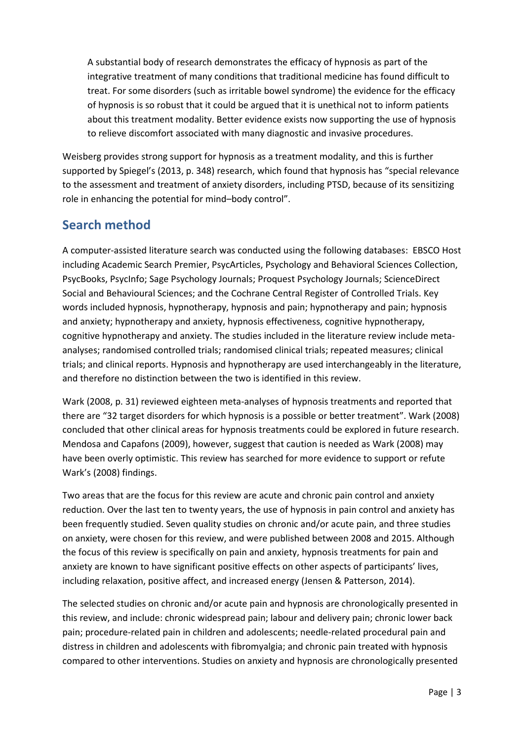> A substantial body of research demonstrates the efficacy of hypnosis as part of the integrative treatment of many conditions that traditional medicine has found difficult to treat. For some disorders (such as irritable bowel syndrome) the evidence for the efficacy of hypnosis is so robust that it could be argued that it is unethical not to inform patients about this treatment modality. Better evidence exists now supporting the use of hypnosis to relieve discomfort associated with many diagnostic and invasive procedures.

Weisberg provides strong support for hypnosis as a treatment modality, and this is further supported by Spiegel's (2013, p. 348) research, which found that hypnosis has "special relevance to the assessment and treatment of anxiety disorders, including PTSD, because of its sensitizing role in enhancing the potential for mind–body control".

## Search method

A computer-assisted literature search was conducted using the following databases: EBSCO Host including Academic Search Premier, PsycArticles, Psychology and Behavioral Sciences Collection, PsycBooks, PsycInfo; Sage Psychology Journals; Proquest Psychology Journals; ScienceDirect Social and Behavioural Sciences; and the Cochrane Central Register of Controlled Trials. Key words included hypnosis, hypnotherapy, hypnosis and pain; hypnotherapy and pain; hypnosis and anxiety; hypnotherapy and anxiety, hypnosis effectiveness, cognitive hypnotherapy, cognitive hypnotherapy and anxiety. The studies included in the literature review include meta-analyses; randomised controlled trials; randomised clinical trials; repeated measures; clinical trials; and clinical reports. Hypnosis and hypnotherapy are used interchangeably in the literature, and therefore no distinction between the two is identified in this review.

Wark (2008, p. 31) reviewed eighteen meta-analyses of hypnosis treatments and reported that there are "32 target disorders for which hypnosis is a possible or better treatment". Wark (2008) concluded that other clinical areas for hypnosis treatments could be explored in future research. Mendosa and Capafons (2009), however, suggest that caution is needed as Wark (2008) may have been overly optimistic. This review has searched for more evidence to support or refute Wark's (2008) findings.

Two areas that are the focus for this review are acute and chronic pain control and anxiety reduction. Over the last ten to twenty years, the use of hypnosis in pain control and anxiety has been frequently studied. Seven quality studies on chronic and/or acute pain, and three studies on anxiety, were chosen for this review, and were published between 2008 and 2015. Although the focus of this review is specifically on pain and anxiety, hypnosis treatments for pain and anxiety are known to have significant positive effects on other aspects of participants' lives, including relaxation, positive affect, and increased energy (Jensen & Patterson, 2014).

The selected studies on chronic and/or acute pain and hypnosis are chronologically presented in this review, and include: chronic widespread pain; labour and delivery pain; chronic lower back pain; procedure-related pain in children and adolescents; needle-related procedural pain and distress in children and adolescents with fibromyalgia; and chronic pain treated with hypnosis compared to other interventions. Studies on anxiety and hypnosis are chronologically presented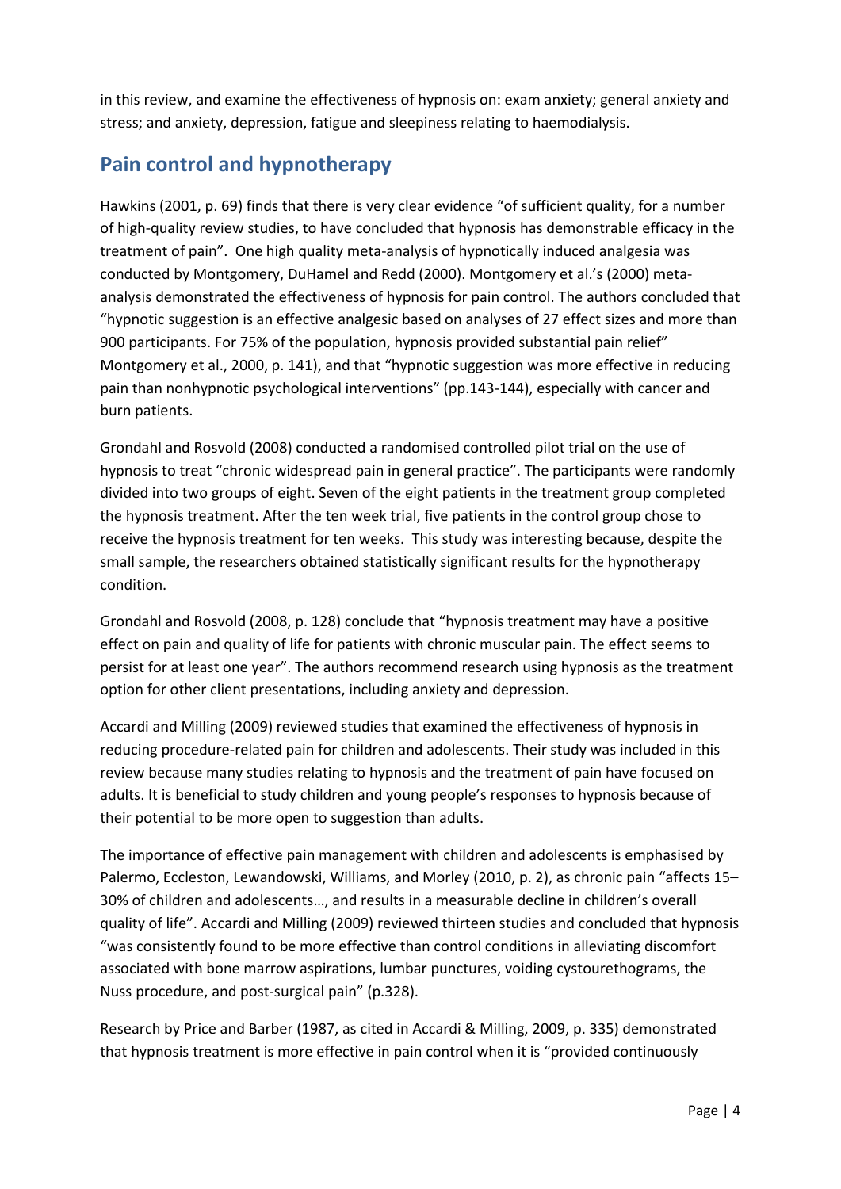in this review, and examine the effectiveness of hypnosis on: exam anxiety; general anxiety and stress; and anxiety, depression, fatigue and sleepiness relating to haemodialysis.

## Pain control and hypnotherapy

Hawkins (2001, p. 69) finds that there is very clear evidence "of sufficient quality, for a number of high-quality review studies, to have concluded that hypnosis has demonstrable efficacy in the treatment of pain". One high quality meta-analysis of hypnotically induced analgesia was conducted by Montgomery, DuHamel and Redd (2000). Montgomery et al.'s (2000) meta-analysis demonstrated the effectiveness of hypnosis for pain control. The authors concluded that "hypnotic suggestion is an effective analgesic based on analyses of 27 effect sizes and more than 900 participants. For 75% of the population, hypnosis provided substantial pain relief" Montgomery et al., 2000, p. 141), and that "hypnotic suggestion was more effective in reducing pain than nonhypnotic psychological interventions" (pp.143-144), especially with cancer and burn patients.

Grondahl and Rosvold (2008) conducted a randomised controlled pilot trial on the use of hypnosis to treat "chronic widespread pain in general practice". The participants were randomly divided into two groups of eight. Seven of the eight patients in the treatment group completed the hypnosis treatment. After the ten week trial, five patients in the control group chose to receive the hypnosis treatment for ten weeks. This study was interesting because, despite the small sample, the researchers obtained statistically significant results for the hypnotherapy condition.

Grondahl and Rosvold (2008, p. 128) conclude that "hypnosis treatment may have a positive effect on pain and quality of life for patients with chronic muscular pain. The effect seems to persist for at least one year". The authors recommend research using hypnosis as the treatment option for other client presentations, including anxiety and depression.

Accardi and Milling (2009) reviewed studies that examined the effectiveness of hypnosis in reducing procedure-related pain for children and adolescents. Their study was included in this review because many studies relating to hypnosis and the treatment of pain have focused on adults. It is beneficial to study children and young people's responses to hypnosis because of their potential to be more open to suggestion than adults.

The importance of effective pain management with children and adolescents is emphasised by Palermo, Eccleston, Lewandowski, Williams, and Morley (2010, p. 2), as chronic pain "affects 15–30% of children and adolescents…, and results in a measurable decline in children's overall quality of life". Accardi and Milling (2009) reviewed thirteen studies and concluded that hypnosis "was consistently found to be more effective than control conditions in alleviating discomfort associated with bone marrow aspirations, lumbar punctures, voiding cystourethograms, the Nuss procedure, and post-surgical pain" (p.328).

Research by Price and Barber (1987, as cited in Accardi & Milling, 2009, p. 335) demonstrated that hypnosis treatment is more effective in pain control when it is "provided continuously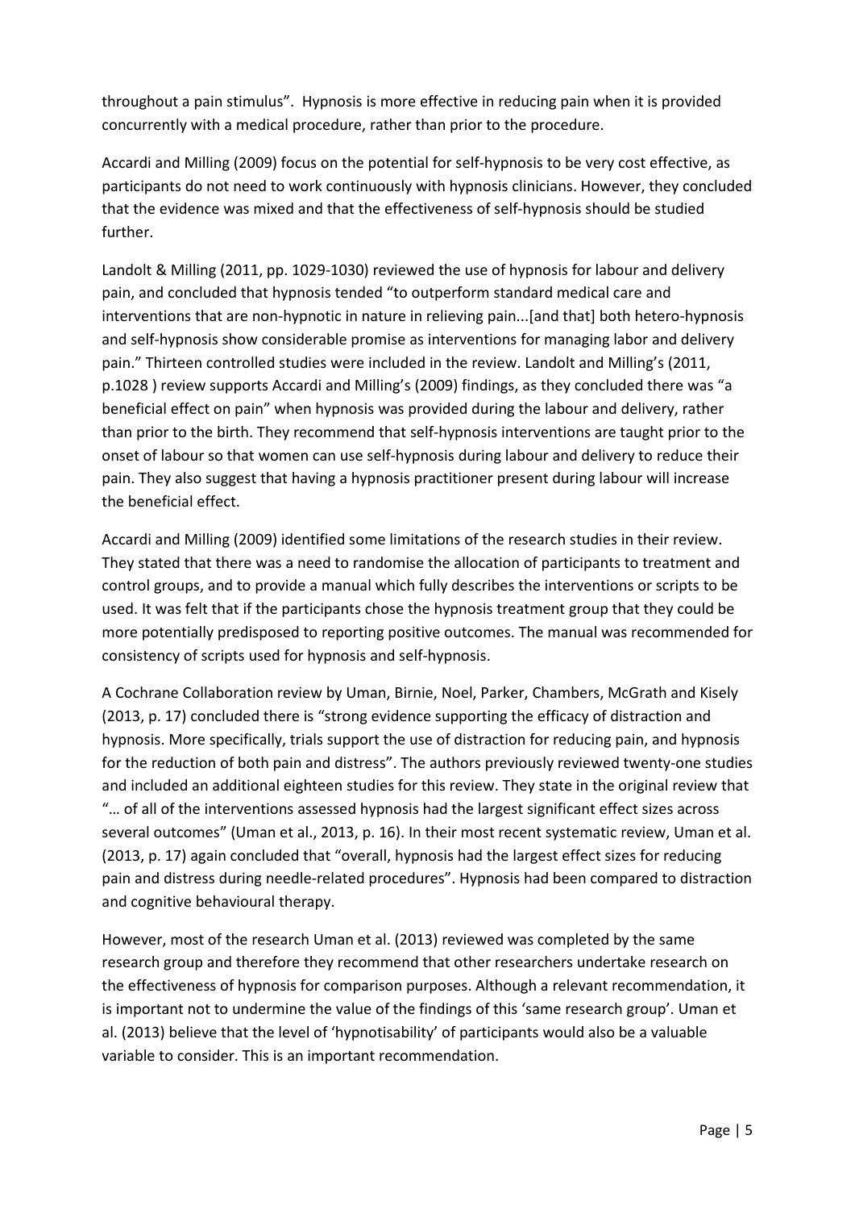throughout a pain stimulus". Hypnosis is more effective in reducing pain when it is provided concurrently with a medical procedure, rather than prior to the procedure.

Accardi and Milling (2009) focus on the potential for self-hypnosis to be very cost effective, as participants do not need to work continuously with hypnosis clinicians. However, they concluded that the evidence was mixed and that the effectiveness of self-hypnosis should be studied further.

Landolt & Milling (2011, pp. 1029-1030) reviewed the use of hypnosis for labour and delivery pain, and concluded that hypnosis tended "to outperform standard medical care and interventions that are non-hypnotic in nature in relieving pain...[and that] both hetero-hypnosis and self-hypnosis show considerable promise as interventions for managing labor and delivery pain." Thirteen controlled studies were included in the review. Landolt and Milling's (2011, p.1028 ) review supports Accardi and Milling's (2009) findings, as they concluded there was "a beneficial effect on pain" when hypnosis was provided during the labour and delivery, rather than prior to the birth. They recommend that self-hypnosis interventions are taught prior to the onset of labour so that women can use self-hypnosis during labour and delivery to reduce their pain. They also suggest that having a hypnosis practitioner present during labour will increase the beneficial effect.

Accardi and Milling (2009) identified some limitations of the research studies in their review. They stated that there was a need to randomise the allocation of participants to treatment and control groups, and to provide a manual which fully describes the interventions or scripts to be used. It was felt that if the participants chose the hypnosis treatment group that they could be more potentially predisposed to reporting positive outcomes. The manual was recommended for consistency of scripts used for hypnosis and self-hypnosis.

A Cochrane Collaboration review by Uman, Birnie, Noel, Parker, Chambers, McGrath and Kisely (2013, p. 17) concluded there is "strong evidence supporting the efficacy of distraction and hypnosis. More specifically, trials support the use of distraction for reducing pain, and hypnosis for the reduction of both pain and distress". The authors previously reviewed twenty-one studies and included an additional eighteen studies for this review. They state in the original review that "… of all of the interventions assessed hypnosis had the largest significant effect sizes across several outcomes" (Uman et al., 2013, p. 16). In their most recent systematic review, Uman et al. (2013, p. 17) again concluded that "overall, hypnosis had the largest effect sizes for reducing pain and distress during needle-related procedures". Hypnosis had been compared to distraction and cognitive behavioural therapy.

However, most of the research Uman et al. (2013) reviewed was completed by the same research group and therefore they recommend that other researchers undertake research on the effectiveness of hypnosis for comparison purposes. Although a relevant recommendation, it is important not to undermine the value of the findings of this 'same research group'. Uman et al. (2013) believe that the level of 'hypnotisability' of participants would also be a valuable variable to consider. This is an important recommendation.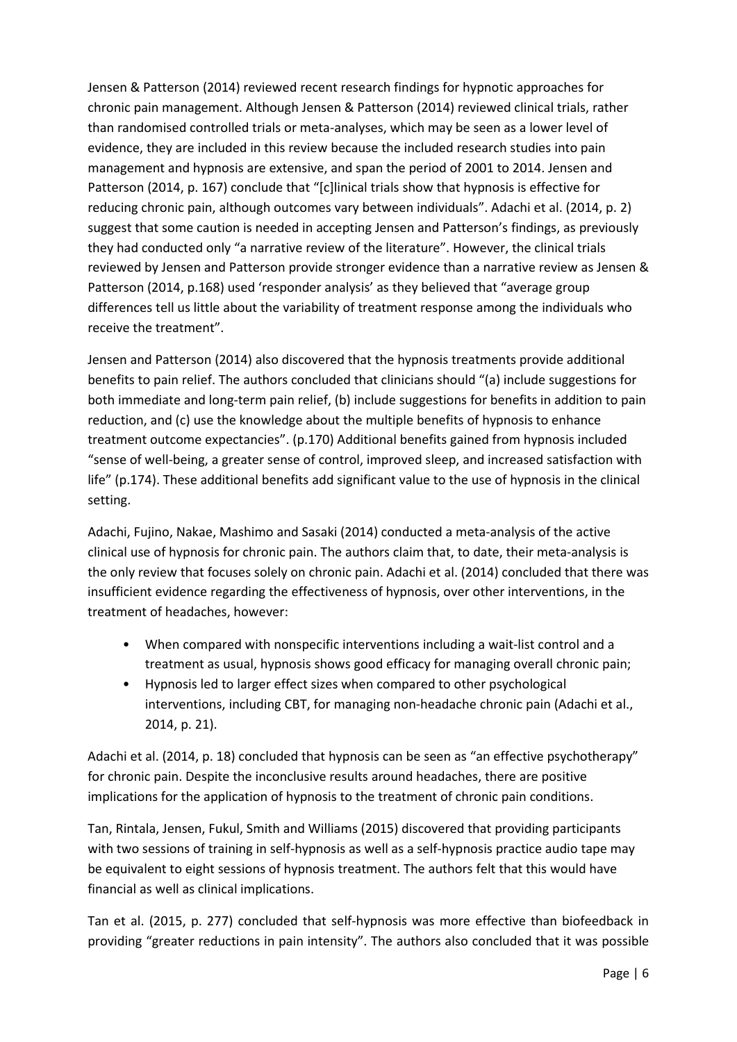Jensen & Patterson (2014) reviewed recent research findings for hypnotic approaches for chronic pain management. Although Jensen & Patterson (2014) reviewed clinical trials, rather than randomised controlled trials or meta-analyses, which may be seen as a lower level of evidence, they are included in this review because the included research studies into pain management and hypnosis are extensive, and span the period of 2001 to 2014. Jensen and Patterson (2014, p. 167) conclude that "[c]linical trials show that hypnosis is effective for reducing chronic pain, although outcomes vary between individuals". Adachi et al. (2014, p. 2) suggest that some caution is needed in accepting Jensen and Patterson's findings, as previously they had conducted only "a narrative review of the literature". However, the clinical trials reviewed by Jensen and Patterson provide stronger evidence than a narrative review as Jensen & Patterson (2014, p.168) used 'responder analysis' as they believed that "average group differences tell us little about the variability of treatment response among the individuals who receive the treatment".

Jensen and Patterson (2014) also discovered that the hypnosis treatments provide additional benefits to pain relief. The authors concluded that clinicians should "(a) include suggestions for both immediate and long-term pain relief, (b) include suggestions for benefits in addition to pain reduction, and (c) use the knowledge about the multiple benefits of hypnosis to enhance treatment outcome expectancies". (p.170) Additional benefits gained from hypnosis included "sense of well-being, a greater sense of control, improved sleep, and increased satisfaction with life" (p.174). These additional benefits add significant value to the use of hypnosis in the clinical setting.

Adachi, Fujino, Nakae, Mashimo and Sasaki (2014) conducted a meta-analysis of the active clinical use of hypnosis for chronic pain. The authors claim that, to date, their meta-analysis is the only review that focuses solely on chronic pain. Adachi et al. (2014) concluded that there was insufficient evidence regarding the effectiveness of hypnosis, over other interventions, in the treatment of headaches, however:

- When compared with nonspecific interventions including a wait-list control and a treatment as usual, hypnosis shows good efficacy for managing overall chronic pain;
- Hypnosis led to larger effect sizes when compared to other psychological interventions, including CBT, for managing non-headache chronic pain (Adachi et al., 2014, p. 21).

Adachi et al. (2014, p. 18) concluded that hypnosis can be seen as "an effective psychotherapy" for chronic pain. Despite the inconclusive results around headaches, there are positive implications for the application of hypnosis to the treatment of chronic pain conditions.

Tan, Rintala, Jensen, Fukul, Smith and Williams (2015) discovered that providing participants with two sessions of training in self-hypnosis as well as a self-hypnosis practice audio tape may be equivalent to eight sessions of hypnosis treatment. The authors felt that this would have financial as well as clinical implications.

Tan et al. (2015, p. 277) concluded that self-hypnosis was more effective than biofeedback in providing "greater reductions in pain intensity". The authors also concluded that it was possible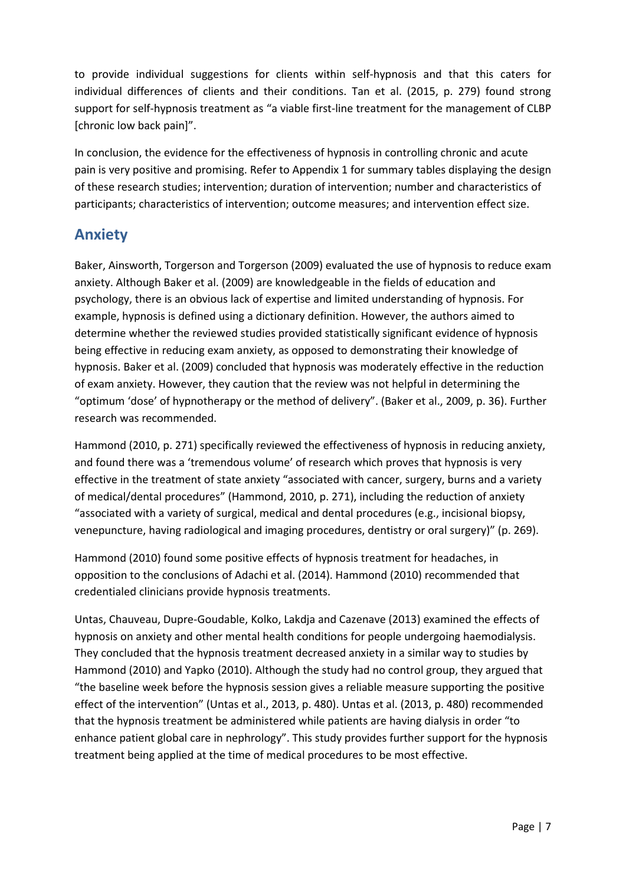to provide individual suggestions for clients within self-hypnosis and that this caters for individual differences of clients and their conditions. Tan et al. (2015, p. 279) found strong support for self-hypnosis treatment as "a viable first-line treatment for the management of CLBP [chronic low back pain]".

In conclusion, the evidence for the effectiveness of hypnosis in controlling chronic and acute pain is very positive and promising. Refer to Appendix 1 for summary tables displaying the design of these research studies; intervention; duration of intervention; number and characteristics of participants; characteristics of intervention; outcome measures; and intervention effect size.

## Anxiety

Baker, Ainsworth, Torgerson and Torgerson (2009) evaluated the use of hypnosis to reduce exam anxiety. Although Baker et al. (2009) are knowledgeable in the fields of education and psychology, there is an obvious lack of expertise and limited understanding of hypnosis. For example, hypnosis is defined using a dictionary definition. However, the authors aimed to determine whether the reviewed studies provided statistically significant evidence of hypnosis being effective in reducing exam anxiety, as opposed to demonstrating their knowledge of hypnosis. Baker et al. (2009) concluded that hypnosis was moderately effective in the reduction of exam anxiety. However, they caution that the review was not helpful in determining the "optimum 'dose' of hypnotherapy or the method of delivery". (Baker et al., 2009, p. 36). Further research was recommended.

Hammond (2010, p. 271) specifically reviewed the effectiveness of hypnosis in reducing anxiety, and found there was a 'tremendous volume' of research which proves that hypnosis is very effective in the treatment of state anxiety "associated with cancer, surgery, burns and a variety of medical/dental procedures" (Hammond, 2010, p. 271), including the reduction of anxiety "associated with a variety of surgical, medical and dental procedures (e.g., incisional biopsy, venepuncture, having radiological and imaging procedures, dentistry or oral surgery)" (p. 269).

Hammond (2010) found some positive effects of hypnosis treatment for headaches, in opposition to the conclusions of Adachi et al. (2014). Hammond (2010) recommended that credentialed clinicians provide hypnosis treatments.

Untas, Chauveau, Dupre-Goudable, Kolko, Lakdja and Cazenave (2013) examined the effects of hypnosis on anxiety and other mental health conditions for people undergoing haemodialysis. They concluded that the hypnosis treatment decreased anxiety in a similar way to studies by Hammond (2010) and Yapko (2010). Although the study had no control group, they argued that "the baseline week before the hypnosis session gives a reliable measure supporting the positive effect of the intervention" (Untas et al., 2013, p. 480). Untas et al. (2013, p. 480) recommended that the hypnosis treatment be administered while patients are having dialysis in order "to enhance patient global care in nephrology". This study provides further support for the hypnosis treatment being applied at the time of medical procedures to be most effective.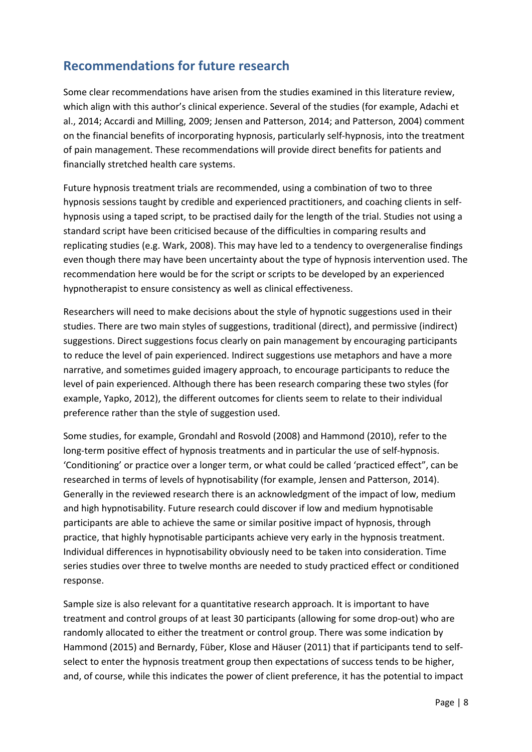## Recommendations for future research

Some clear recommendations have arisen from the studies examined in this literature review, which align with this author's clinical experience. Several of the studies (for example, Adachi et al., 2014; Accardi and Milling, 2009; Jensen and Patterson, 2014; and Patterson, 2004) comment on the financial benefits of incorporating hypnosis, particularly self-hypnosis, into the treatment of pain management. These recommendations will provide direct benefits for patients and financially stretched health care systems.

Future hypnosis treatment trials are recommended, using a combination of two to three hypnosis sessions taught by credible and experienced practitioners, and coaching clients in self-hypnosis using a taped script, to be practised daily for the length of the trial. Studies not using a standard script have been criticised because of the difficulties in comparing results and replicating studies (e.g. Wark, 2008). This may have led to a tendency to overgeneralise findings even though there may have been uncertainty about the type of hypnosis intervention used. The recommendation here would be for the script or scripts to be developed by an experienced hypnotherapist to ensure consistency as well as clinical effectiveness.

Researchers will need to make decisions about the style of hypnotic suggestions used in their studies. There are two main styles of suggestions, traditional (direct), and permissive (indirect) suggestions. Direct suggestions focus clearly on pain management by encouraging participants to reduce the level of pain experienced. Indirect suggestions use metaphors and have a more narrative, and sometimes guided imagery approach, to encourage participants to reduce the level of pain experienced. Although there has been research comparing these two styles (for example, Yapko, 2012), the different outcomes for clients seem to relate to their individual preference rather than the style of suggestion used.

Some studies, for example, Grondahl and Rosvold (2008) and Hammond (2010), refer to the long-term positive effect of hypnosis treatments and in particular the use of self-hypnosis. 'Conditioning' or practice over a longer term, or what could be called 'practiced effect", can be researched in terms of levels of hypnotisability (for example, Jensen and Patterson, 2014). Generally in the reviewed research there is an acknowledgment of the impact of low, medium and high hypnotisability. Future research could discover if low and medium hypnotisable participants are able to achieve the same or similar positive impact of hypnosis, through practice, that highly hypnotisable participants achieve very early in the hypnosis treatment. Individual differences in hypnotisability obviously need to be taken into consideration. Time series studies over three to twelve months are needed to study practiced effect or conditioned response.

Sample size is also relevant for a quantitative research approach. It is important to have treatment and control groups of at least 30 participants (allowing for some drop-out) who are randomly allocated to either the treatment or control group. There was some indication by Hammond (2015) and Bernardy, Füber, Klose and Häuser (2011) that if participants tend to self-select to enter the hypnosis treatment group then expectations of success tends to be higher, and, of course, while this indicates the power of client preference, it has the potential to impact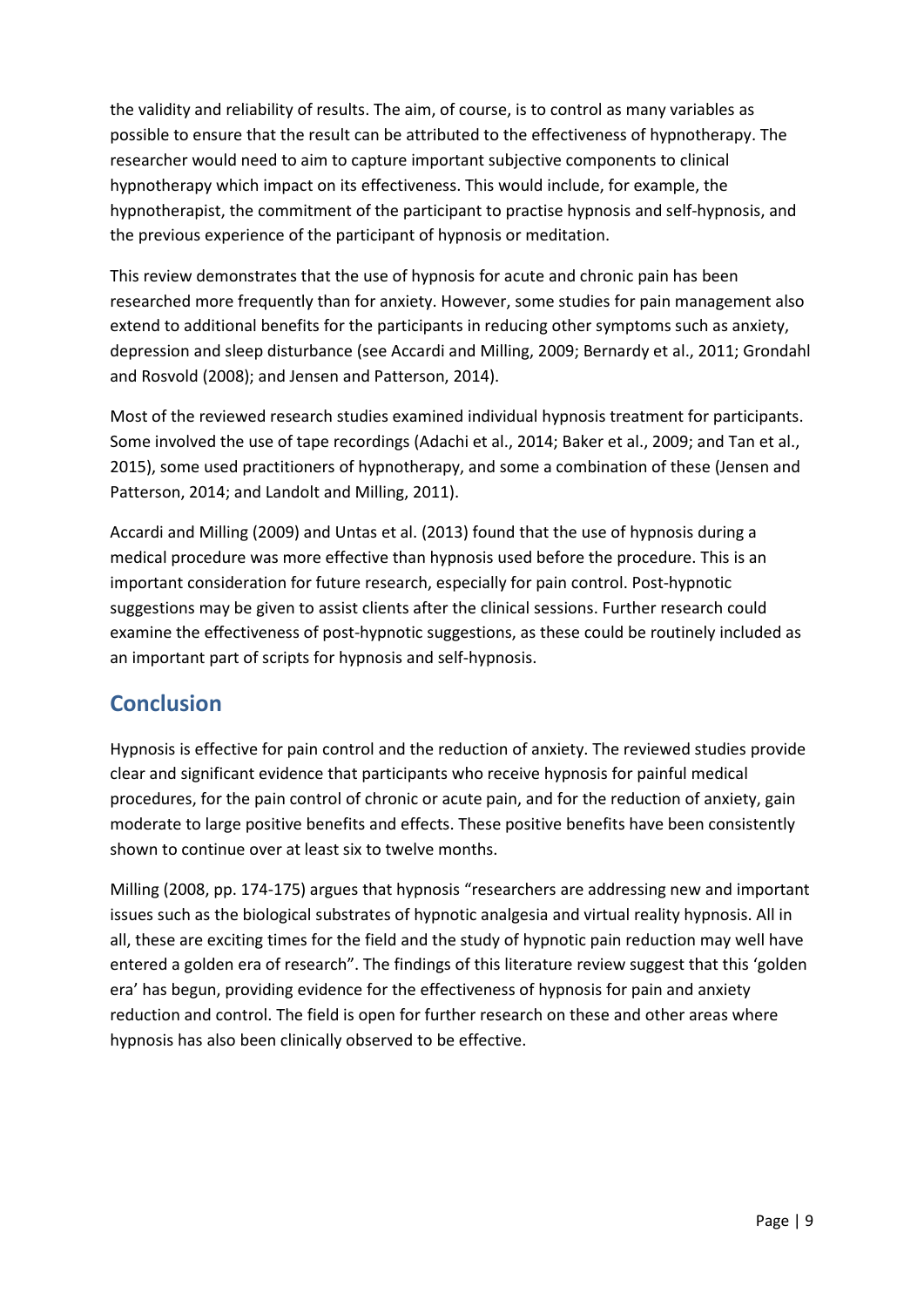the validity and reliability of results. The aim, of course, is to control as many variables as possible to ensure that the result can be attributed to the effectiveness of hypnotherapy. The researcher would need to aim to capture important subjective components to clinical hypnotherapy which impact on its effectiveness. This would include, for example, the hypnotherapist, the commitment of the participant to practise hypnosis and self-hypnosis, and the previous experience of the participant of hypnosis or meditation.

This review demonstrates that the use of hypnosis for acute and chronic pain has been researched more frequently than for anxiety. However, some studies for pain management also extend to additional benefits for the participants in reducing other symptoms such as anxiety, depression and sleep disturbance (see Accardi and Milling, 2009; Bernardy et al., 2011; Grondahl and Rosvold (2008); and Jensen and Patterson, 2014).

Most of the reviewed research studies examined individual hypnosis treatment for participants. Some involved the use of tape recordings (Adachi et al., 2014; Baker et al., 2009; and Tan et al., 2015), some used practitioners of hypnotherapy, and some a combination of these (Jensen and Patterson, 2014; and Landolt and Milling, 2011).

Accardi and Milling (2009) and Untas et al. (2013) found that the use of hypnosis during a medical procedure was more effective than hypnosis used before the procedure. This is an important consideration for future research, especially for pain control. Post-hypnotic suggestions may be given to assist clients after the clinical sessions. Further research could examine the effectiveness of post-hypnotic suggestions, as these could be routinely included as an important part of scripts for hypnosis and self-hypnosis.

## Conclusion

Hypnosis is effective for pain control and the reduction of anxiety. The reviewed studies provide clear and significant evidence that participants who receive hypnosis for painful medical procedures, for the pain control of chronic or acute pain, and for the reduction of anxiety, gain moderate to large positive benefits and effects. These positive benefits have been consistently shown to continue over at least six to twelve months.

Milling (2008, pp. 174-175) argues that hypnosis "researchers are addressing new and important issues such as the biological substrates of hypnotic analgesia and virtual reality hypnosis. All in all, these are exciting times for the field and the study of hypnotic pain reduction may well have entered a golden era of research". The findings of this literature review suggest that this 'golden era' has begun, providing evidence for the effectiveness of hypnosis for pain and anxiety reduction and control. The field is open for further research on these and other areas where hypnosis has also been clinically observed to be effective.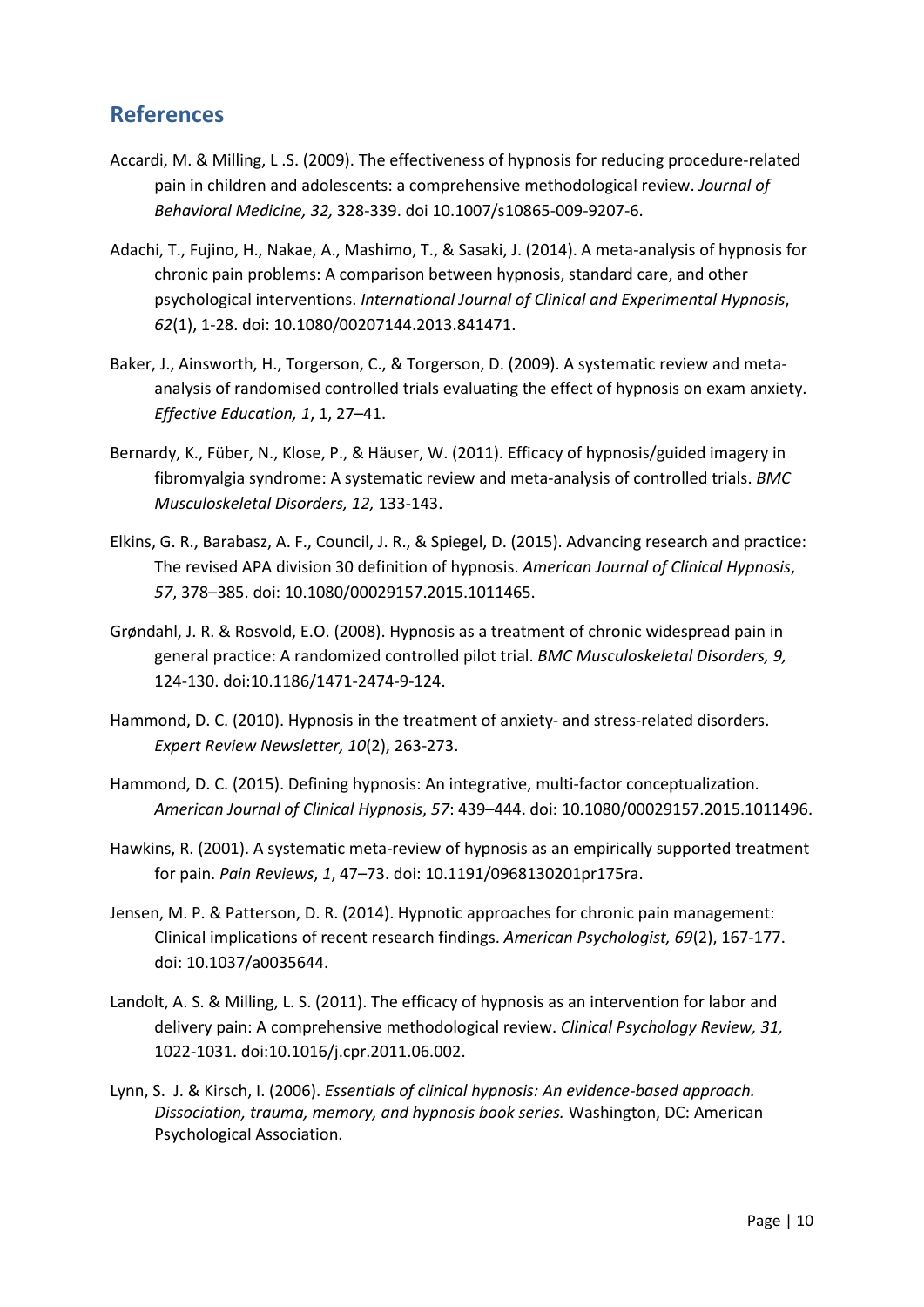## References

Accardi, M. & Milling, L .S. (2009). The effectiveness of hypnosis for reducing procedure-related pain in children and adolescents: a comprehensive methodological review. *Journal of Behavioral Medicine, 32,* 328-339. doi 10.1007/s10865-009-9207-6.

Adachi, T., Fujino, H., Nakae, A., Mashimo, T., & Sasaki, J. (2014). A meta-analysis of hypnosis for chronic pain problems: A comparison between hypnosis, standard care, and other psychological interventions. *International Journal of Clinical and Experimental Hypnosis*, *62*(1), 1-28. doi: 10.1080/00207144.2013.841471.

Baker, J., Ainsworth, H., Torgerson, C., & Torgerson, D. (2009). A systematic review and meta-analysis of randomised controlled trials evaluating the effect of hypnosis on exam anxiety. *Effective Education, 1*, 1, 27–41.

Bernardy, K., Füber, N., Klose, P., & Häuser, W. (2011). Efficacy of hypnosis/guided imagery in fibromyalgia syndrome: A systematic review and meta-analysis of controlled trials. *BMC Musculoskeletal Disorders, 12,* 133-143.

Elkins, G. R., Barabasz, A. F., Council, J. R., & Spiegel, D. (2015). Advancing research and practice: The revised APA division 30 definition of hypnosis. *American Journal of Clinical Hypnosis*, *57*, 378–385. doi: 10.1080/00029157.2015.1011465.

Grøndahl, J. R. & Rosvold, E.O. (2008). Hypnosis as a treatment of chronic widespread pain in general practice: A randomized controlled pilot trial. *BMC Musculoskeletal Disorders, 9,* 124-130. doi:10.1186/1471-2474-9-124.

Hammond, D. C. (2010). Hypnosis in the treatment of anxiety- and stress-related disorders. *Expert Review Newsletter, 10*(2), 263-273.

Hammond, D. C. (2015). Defining hypnosis: An integrative, multi-factor conceptualization. *American Journal of Clinical Hypnosis*, *57*: 439–444. doi: 10.1080/00029157.2015.1011496.

Hawkins, R. (2001). A systematic meta-review of hypnosis as an empirically supported treatment for pain. *Pain Reviews*, *1*, 47–73. doi: 10.1191/0968130201pr175ra.

Jensen, M. P. & Patterson, D. R. (2014). Hypnotic approaches for chronic pain management: Clinical implications of recent research findings. *American Psychologist, 69*(2), 167-177. doi: 10.1037/a0035644.

Landolt, A. S. & Milling, L. S. (2011). The efficacy of hypnosis as an intervention for labor and delivery pain: A comprehensive methodological review. *Clinical Psychology Review, 31,* 1022-1031. doi:10.1016/j.cpr.2011.06.002.

Lynn, S. J. & Kirsch, I. (2006). *Essentials of clinical hypnosis: An evidence-based approach. Dissociation, trauma, memory, and hypnosis book series.* Washington, DC: American Psychological Association.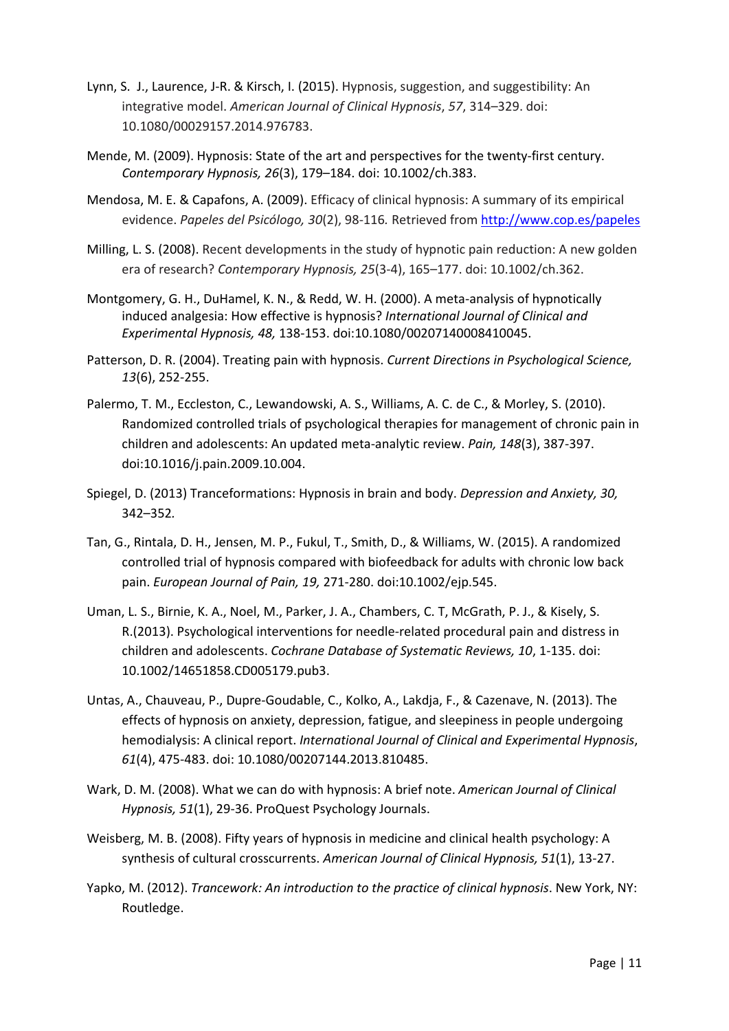Lynn, S. J., Laurence, J-R. & Kirsch, I. (2015). Hypnosis, suggestion, and suggestibility: An integrative model. *American Journal of Clinical Hypnosis*, *57*, 314–329. doi: 10.1080/00029157.2014.976783.

Mende, M. (2009). Hypnosis: State of the art and perspectives for the twenty-first century. *Contemporary Hypnosis, 26*(3), 179–184. doi: 10.1002/ch.383.

Mendosa, M. E. & Capafons, A. (2009). Efficacy of clinical hypnosis: A summary of its empirical evidence. *Papeles del Psicólogo, 30*(2), 98-116. Retrieved from http://www.cop.es/papeles

Milling, L. S. (2008). Recent developments in the study of hypnotic pain reduction: A new golden era of research? *Contemporary Hypnosis, 25*(3-4), 165–177. doi: 10.1002/ch.362.

Montgomery, G. H., DuHamel, K. N., & Redd, W. H. (2000). A meta-analysis of hypnotically induced analgesia: How effective is hypnosis? *International Journal of Clinical and Experimental Hypnosis, 48,* 138-153. doi:10.1080/00207140008410045.

Patterson, D. R. (2004). Treating pain with hypnosis. *Current Directions in Psychological Science, 13*(6), 252-255.

Palermo, T. M., Eccleston, C., Lewandowski, A. S., Williams, A. C. de C., & Morley, S. (2010). Randomized controlled trials of psychological therapies for management of chronic pain in children and adolescents: An updated meta-analytic review. *Pain, 148*(3), 387-397. doi:10.1016/j.pain.2009.10.004.

Spiegel, D. (2013) Tranceformations: Hypnosis in brain and body. *Depression and Anxiety, 30,* 342–352*.*

Tan, G., Rintala, D. H., Jensen, M. P., Fukul, T., Smith, D., & Williams, W. (2015). A randomized controlled trial of hypnosis compared with biofeedback for adults with chronic low back pain. *European Journal of Pain, 19,* 271-280. doi:10.1002/ejp.545.

Uman, L. S., Birnie, K. A., Noel, M., Parker, J. A., Chambers, C. T, McGrath, P. J., & Kisely, S. R.(2013). Psychological interventions for needle-related procedural pain and distress in children and adolescents. *Cochrane Database of Systematic Reviews, 10*, 1-135. doi: 10.1002/14651858.CD005179.pub3.

Untas, A., Chauveau, P., Dupre-Goudable, C., Kolko, A., Lakdja, F., & Cazenave, N. (2013). The effects of hypnosis on anxiety, depression, fatigue, and sleepiness in people undergoing hemodialysis: A clinical report. *International Journal of Clinical and Experimental Hypnosis*, *61*(4), 475-483. doi: 10.1080/00207144.2013.810485.

Wark, D. M. (2008). What we can do with hypnosis: A brief note. *American Journal of Clinical Hypnosis, 51*(1), 29-36. ProQuest Psychology Journals.

Weisberg, M. B. (2008). Fifty years of hypnosis in medicine and clinical health psychology: A synthesis of cultural crosscurrents. *American Journal of Clinical Hypnosis, 51*(1), 13-27.

Yapko, M. (2012). *Trancework: An introduction to the practice of clinical hypnosis*. New York, NY: Routledge.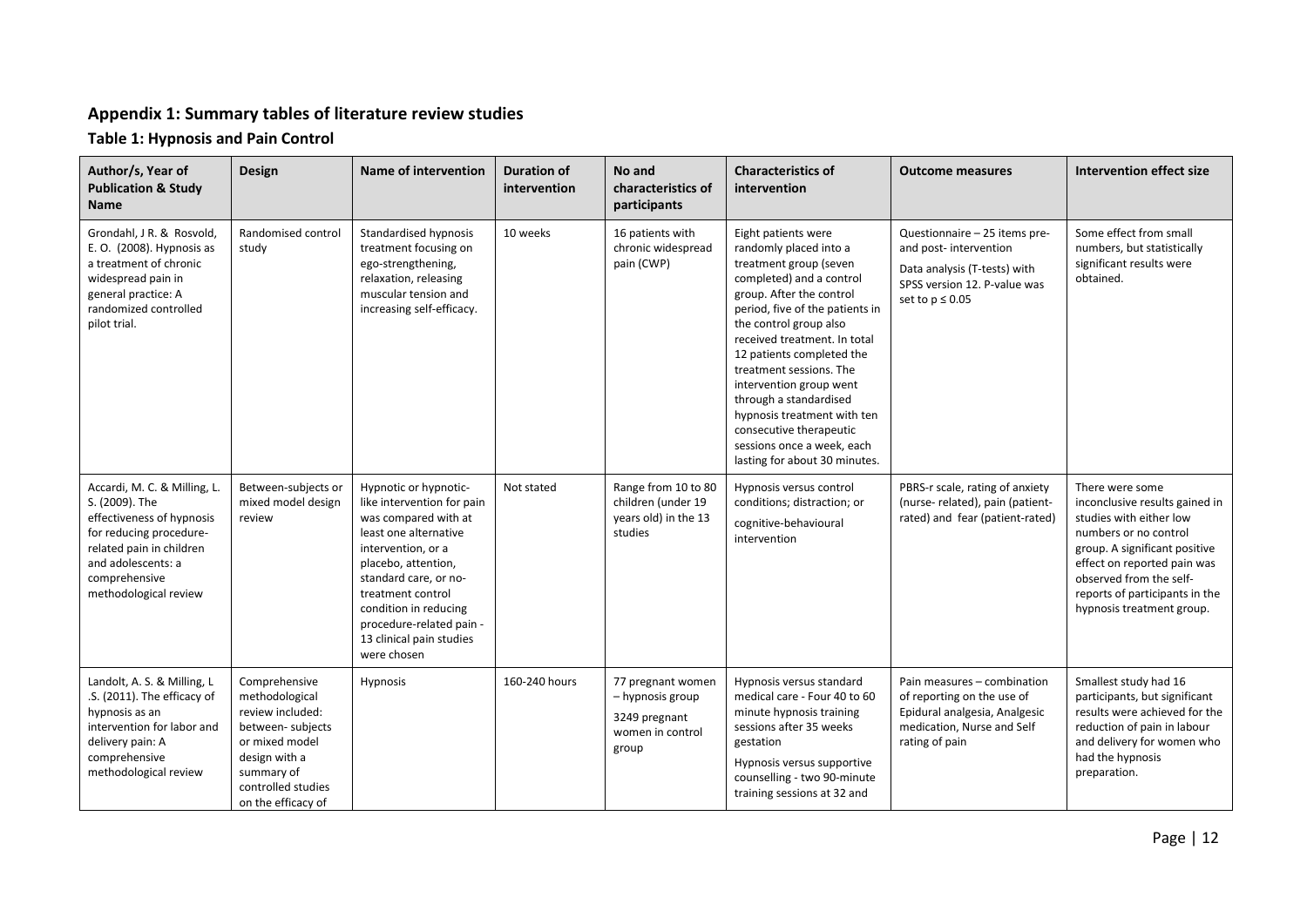## Appendix 1: Summary tables of literature review studies

### Table 1: Hypnosis and Pain Control

| Author/s, Year of Publication & Study Name | Design | Name of intervention | Duration of intervention | No and characteristics of participants | Characteristics of intervention | Outcome measures | Intervention effect size |
|---|---|---|---|---|---|---|---|
| Grondahl, J R. & Rosvold, E. O. (2008). Hypnosis as a treatment of chronic widespread pain in general practice: A randomized controlled pilot trial. | Randomised control study | Standardised hypnosis treatment focusing on ego-strengthening, relaxation, releasing muscular tension and increasing self-efficacy. | 10 weeks | 16 patients with chronic widespread pain (CWP) | Eight patients were randomly placed into a treatment group (seven completed) and a control group. After the control period, five of the patients in the control group also received treatment. In total 12 patients completed the treatment sessions. The intervention group went through a standardised hypnosis treatment with ten consecutive therapeutic sessions once a week, each lasting for about 30 minutes. | Questionnaire – 25 items pre- and post- intervention<br>Data analysis (T-tests) with SPSS version 12. P-value was set to $p \leq 0.05$ | Some effect from small numbers, but statistically significant results were obtained. |
| Accardi, M. C. & Milling, L. S. (2009). The effectiveness of hypnosis for reducing procedure-related pain in children and adolescents: a comprehensive methodological review | Between-subjects or mixed model design review | Hypnotic or hypnotic-like intervention for pain was compared with at least one alternative intervention, or a placebo, attention, standard care, or no-treatment control condition in reducing procedure-related pain - 13 clinical pain studies were chosen | Not stated | Range from 10 to 80 children (under 19 years old) in the 13 studies | Hypnosis versus control conditions; distraction; or cognitive-behavioural intervention | PBRS-r scale, rating of anxiety (nurse- related), pain (patient-rated) and fear (patient-rated) | There were some inconclusive results gained in studies with either low numbers or no control group. A significant positive effect on reported pain was observed from the self-reports of participants in the hypnosis treatment group. |
| Landolt, A. S. & Milling, L .S. (2011). The efficacy of hypnosis as an intervention for labor and delivery pain: A comprehensive methodological review | Comprehensive methodological review included: between- subjects or mixed model design with a summary of controlled studies on the efficacy of | Hypnosis | 160-240 hours | 77 pregnant women – hypnosis group<br>3249 pregnant women in control group | Hypnosis versus standard medical care - Four 40 to 60 minute hypnosis training sessions after 35 weeks gestation<br>Hypnosis versus supportive counselling - two 90-minute training sessions at 32 and | Pain measures – combination of reporting on the use of Epidural analgesia, Analgesic medication, Nurse and Self rating of pain | Smallest study had 16 participants, but significant results were achieved for the reduction of pain in labour and delivery for women who had the hypnosis preparation. |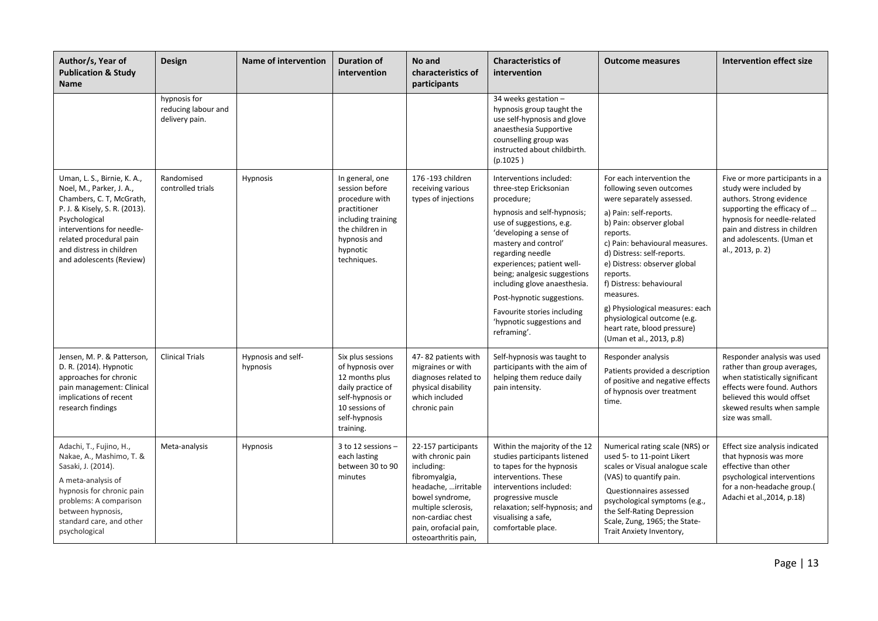| Author/s, Year of Publication & Study Name | Design | Name of intervention | Duration of intervention | No and characteristics of participants | Characteristics of intervention | Outcome measures | Intervention effect size |
|---|---|---|---|---|---|---|---|
| | hypnosis for reducing labour and delivery pain. | | | | 34 weeks gestation – hypnosis group taught the use self-hypnosis and glove anaesthesia Supportive counselling group was instructed about childbirth. (p.1025 ) | | |
| Uman, L. S., Birnie, K. A., Noel, M., Parker, J. A., Chambers, C. T, McGrath, P. J. & Kisely, S. R. (2013). Psychological interventions for needle-related procedural pain and distress in children and adolescents (Review) | Randomised controlled trials | Hypnosis | In general, one session before procedure with practitioner including training the children in hypnosis and hypnotic techniques. | 176 -193 children receiving various types of injections | Interventions included: three-step Ericksonian procedure; hypnosis and self-hypnosis; use of suggestions, e.g. 'developing a sense of mastery and control' regarding needle experiences; patient well-being; analgesic suggestions including glove anaesthesia. Post-hypnotic suggestions. Favourite stories including 'hypnotic suggestions and reframing'. | For each intervention the following seven outcomes were separately assessed. a) Pain: self-reports. b) Pain: observer global reports. c) Pain: behavioural measures. d) Distress: self-reports. e) Distress: observer global reports. f) Distress: behavioural measures. g) Physiological measures: each physiological outcome (e.g. heart rate, blood pressure) (Uman et al., 2013, p.8) | Five or more participants in a study were included by authors. Strong evidence supporting the efficacy of … hypnosis for needle-related pain and distress in children and adolescents. (Uman et al., 2013, p. 2) |
| Jensen, M. P. & Patterson, D. R. (2014). Hypnotic approaches for chronic pain management: Clinical implications of recent research findings | Clinical Trials | Hypnosis and self-hypnosis | Six plus sessions of hypnosis over 12 months plus daily practice of self-hypnosis or 10 sessions of self-hypnosis training. | 47- 82 patients with migraines or with diagnoses related to physical disability which included chronic pain | Self-hypnosis was taught to participants with the aim of helping them reduce daily pain intensity. | Responder analysis Patients provided a description of positive and negative effects of hypnosis over treatment time. | Responder analysis was used rather than group averages, when statistically significant effects were found. Authors believed this would offset skewed results when sample size was small. |
| Adachi, T., Fujino, H., Nakae, A., Mashimo, T. & Sasaki, J. (2014). A meta-analysis of hypnosis for chronic pain problems: A comparison between hypnosis, standard care, and other psychological | Meta-analysis | Hypnosis | 3 to 12 sessions – each lasting between 30 to 90 minutes | 22-157 participants with chronic pain including: fibromyalgia, headache, …irritable bowel syndrome, multiple sclerosis, non-cardiac chest pain, orofacial pain, osteoarthritis pain, | Within the majority of the 12 studies participants listened to tapes for the hypnosis interventions. These interventions included: progressive muscle relaxation; self-hypnosis; and visualising a safe, comfortable place. | Numerical rating scale (NRS) or used 5- to 11-point Likert scales or Visual analogue scale (VAS) to quantify pain. Questionnaires assessed psychological symptoms (e.g., the Self-Rating Depression Scale, Zung, 1965; the State-Trait Anxiety Inventory, | Effect size analysis indicated that hypnosis was more effective than other psychological interventions for a non-headache group.( Adachi et al.,2014, p.18) |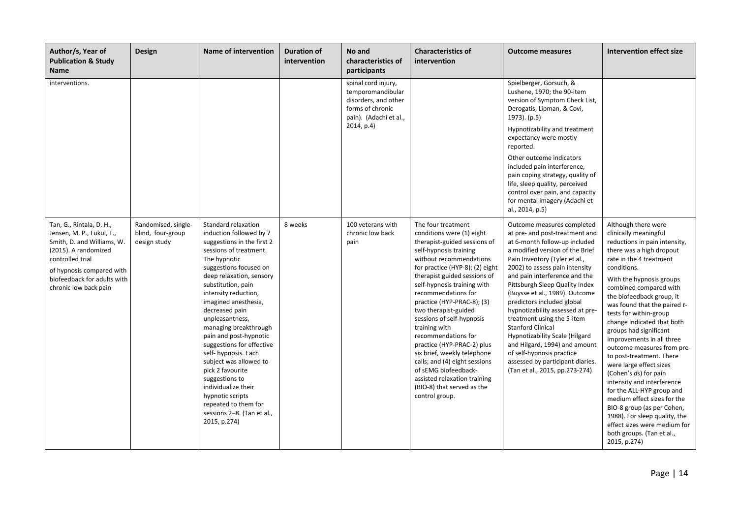| Author/s, Year of Publication & Study Name | Design | Name of intervention | Duration of intervention | No and characteristics of participants | Characteristics of intervention | Outcome measures | Intervention effect size |
|---|---|---|---|---|---|---|---|
| interventions. | | | | spinal cord injury, temporomandibular disorders, and other forms of chronic pain). (Adachi et al., 2014, p.4) | | Spielberger, Gorsuch, & Lushene, 1970; the 90-item version of Symptom Check List, Derogatis, Lipman, & Covi, 1973). (p.5)<br><br>Hypnotizability and treatment expectancy were mostly reported.<br><br>Other outcome indicators included pain interference, pain coping strategy, quality of life, sleep quality, perceived control over pain, and capacity for mental imagery (Adachi et al., 2014, p.5) | |
| Tan, G., Rintala, D. H., Jensen, M. P., Fukul, T., Smith, D. and Williams, W. (2015). A randomized controlled trial of hypnosis compared with biofeedback for adults with chronic low back pain | Randomised, single-blind, four-group design study | Standard relaxation induction followed by 7 suggestions in the first 2 sessions of treatment. The hypnotic suggestions focused on deep relaxation, sensory substitution, pain intensity reduction, imagined anesthesia, decreased pain unpleasantness, managing breakthrough pain and post-hypnotic suggestions for effective self- hypnosis. Each subject was allowed to pick 2 favourite suggestions to individualize their hypnotic scripts repeated to them for sessions 2–8. (Tan et al., 2015, p.274) | 8 weeks | 100 veterans with chronic low back pain | The four treatment conditions were (1) eight therapist-guided sessions of self-hypnosis training without recommendations for practice (HYP-8); (2) eight therapist guided sessions of self-hypnosis training with recommendations for practice (HYP-PRAC-8); (3) two therapist-guided sessions of self-hypnosis training with recommendations for practice (HYP-PRAC-2) plus six brief, weekly telephone calls; and (4) eight sessions of sEMG biofeedback-assisted relaxation training (BIO-8) that served as the control group. | Outcome measures completed at pre- and post-treatment and at 6-month follow-up included a modified version of the Brief Pain Inventory (Tyler et al., 2002) to assess pain intensity and pain interference and the Pittsburgh Sleep Quality Index (Buysse et al., 1989). Outcome predictors included global hypnotizability assessed at pre-treatment using the 5-item Stanford Clinical Hypnotizability Scale (Hilgard and Hilgard, 1994) and amount of self-hypnosis practice assessed by participant diaries. (Tan et al., 2015, pp.273-274) | Although there were clinically meaningful reductions in pain intensity, there was a high dropout rate in the 4 treatment conditions.<br><br>With the hypnosis groups combined compared with the biofeedback group, it was found that the paired *t*-tests for within-group change indicated that both groups had significant improvements in all three outcome measures from pre-to post-treatment. There were large effect sizes (Cohen's *d*s) for pain intensity and interference for the ALL-HYP group and medium effect sizes for the BIO-8 group (as per Cohen, 1988). For sleep quality, the effect sizes were medium for both groups. (Tan et al., 2015, p.274) |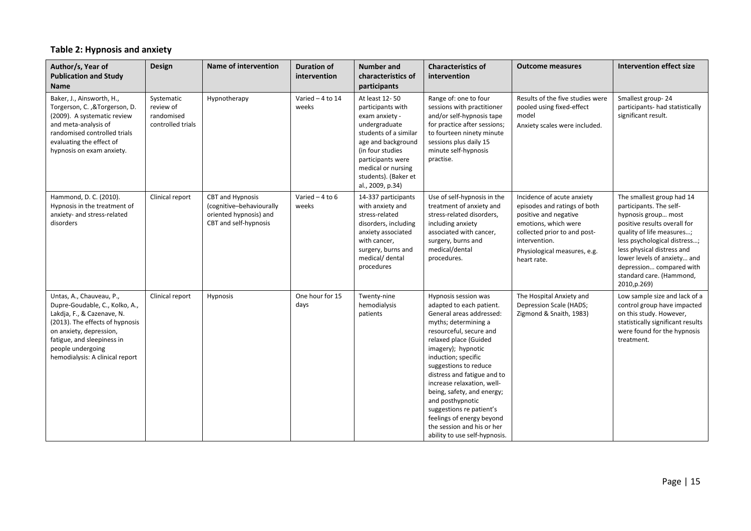## Table 2: Hypnosis and anxiety

| Author/s, Year of Publication and Study Name | Design | Name of intervention | Duration of intervention | Number and characteristics of participants | Characteristics of intervention | Outcome measures | Intervention effect size |
|---|---|---|---|---|---|---|---|
| Baker, J., Ainsworth, H., Torgerson, C. ,&Torgerson, D. (2009). A systematic review and meta-analysis of randomised controlled trials evaluating the effect of hypnosis on exam anxiety. | Systematic review of randomised controlled trials | Hypnotherapy | Varied – 4 to 14 weeks | At least 12- 50 participants with exam anxiety - undergraduate students of a similar age and background (in four studies participants were medical or nursing students). (Baker et al., 2009, p.34) | Range of: one to four sessions with practitioner and/or self-hypnosis tape for practice after sessions; to fourteen ninety minute sessions plus daily 15 minute self-hypnosis practise. | Results of the five studies were pooled using fixed-effect model<br>Anxiety scales were included. | Smallest group- 24 participants- had statistically significant result. |
| Hammond, D. C. (2010). Hypnosis in the treatment of anxiety- and stress-related disorders | Clinical report | CBT and Hypnosis (cognitive–behaviourally oriented hypnosis) and CBT and self-hypnosis | Varied – 4 to 6 weeks | 14-337 participants with anxiety and stress-related disorders, including anxiety associated with cancer, surgery, burns and medical/ dental procedures | Use of self-hypnosis in the treatment of anxiety and stress-related disorders, including anxiety associated with cancer, surgery, burns and medical/dental procedures. | Incidence of acute anxiety episodes and ratings of both positive and negative emotions, which were collected prior to and post-intervention.<br>Physiological measures, e.g. heart rate. | The smallest group had 14 participants. The self-hypnosis group… most positive results overall for quality of life measures…; less psychological distress…; less physical distress and lower levels of anxiety… and depression… compared with standard care. (Hammond, 2010,p.269) |
| Untas, A., Chauveau, P., Dupre-Goudable, C., Kolko, A., Lakdja, F., & Cazenave, N. (2013). The effects of hypnosis on anxiety, depression, fatigue, and sleepiness in people undergoing hemodialysis: A clinical report | Clinical report | Hypnosis | One hour for 15 days | Twenty-nine hemodialysis patients | Hypnosis session was adapted to each patient. General areas addressed: myths; determining a resourceful, secure and relaxed place (Guided imagery); hypnotic induction; specific suggestions to reduce distress and fatigue and to increase relaxation, well-being, safety, and energy; and posthypnotic suggestions re patient's feelings of energy beyond the session and his or her ability to use self-hypnosis. | The Hospital Anxiety and Depression Scale (HADS; Zigmond & Snaith, 1983) | Low sample size and lack of a control group have impacted on this study. However, statistically significant results were found for the hypnosis treatment. |